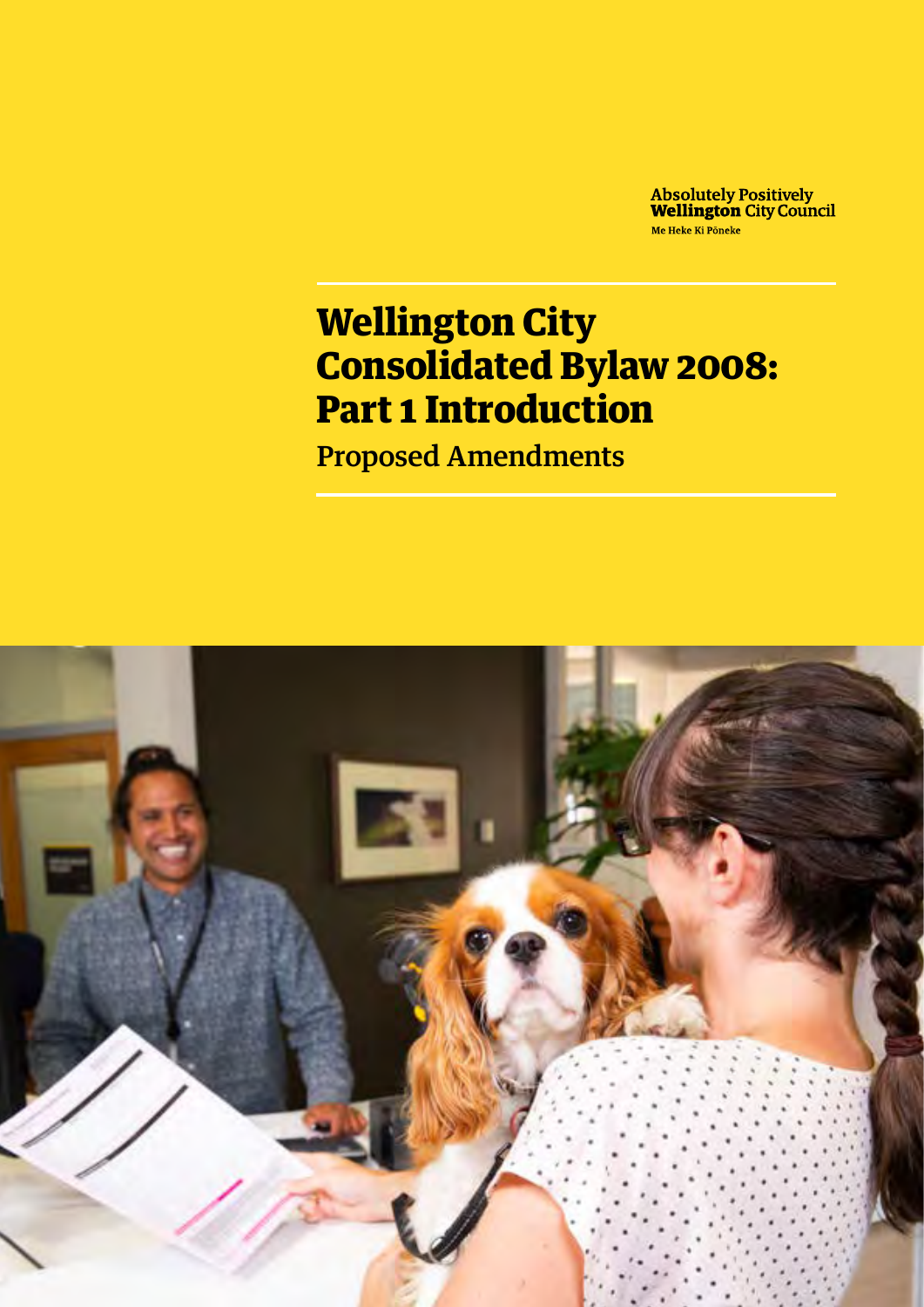Absolutely Positively **Wellington** City Council

Me Heke Ki Pōneke

# Wellington City Consolidated Bylaw 2008: Part 1 Introduction

## Proposed Amendments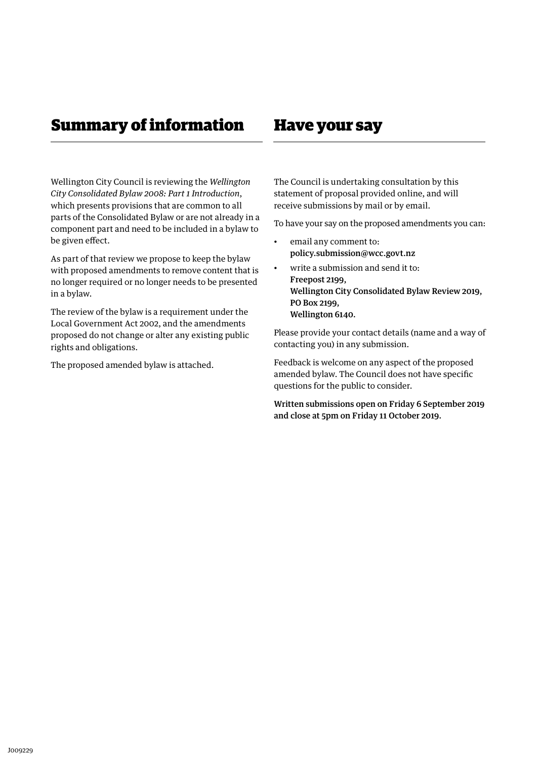## Summary of information

Wellington City Council is reviewing the *Wellington City Consolidated Bylaw 2008: Part 1 Introduction*, which presents provisions that are common to all parts of the Consolidated Bylaw or are not already in a component part and need to be included in a bylaw to be given effect.

As part of that review we propose to keep the bylaw with proposed amendments to remove content that is no longer required or no longer needs to be presented in a bylaw.

The review of the bylaw is a requirement under the Local Government Act 2002, and the amendments proposed do not change or alter any existing public rights and obligations.

The proposed amended bylaw is attached.

## Have your say

The Council is undertaking consultation by this statement of proposal provided online, and will receive submissions by mail or by email.

To have your say on the proposed amendments you can:

- email any comment to: **policy.submission@wcc.govt.nz**
- write a submission and send it to:
  **Freepost 2199,**
  **Wellington City Consolidated Bylaw Review 2019,**
  **PO Box 2199,**
  **Wellington 6140.**

Please provide your contact details (name and a way of contacting you) in any submission.

Feedback is welcome on any aspect of the proposed amended bylaw. The Council does not have specific questions for the public to consider.

**Written submissions open on Friday 6 September 2019 and close at 5pm on Friday 11 October 2019.**

J009229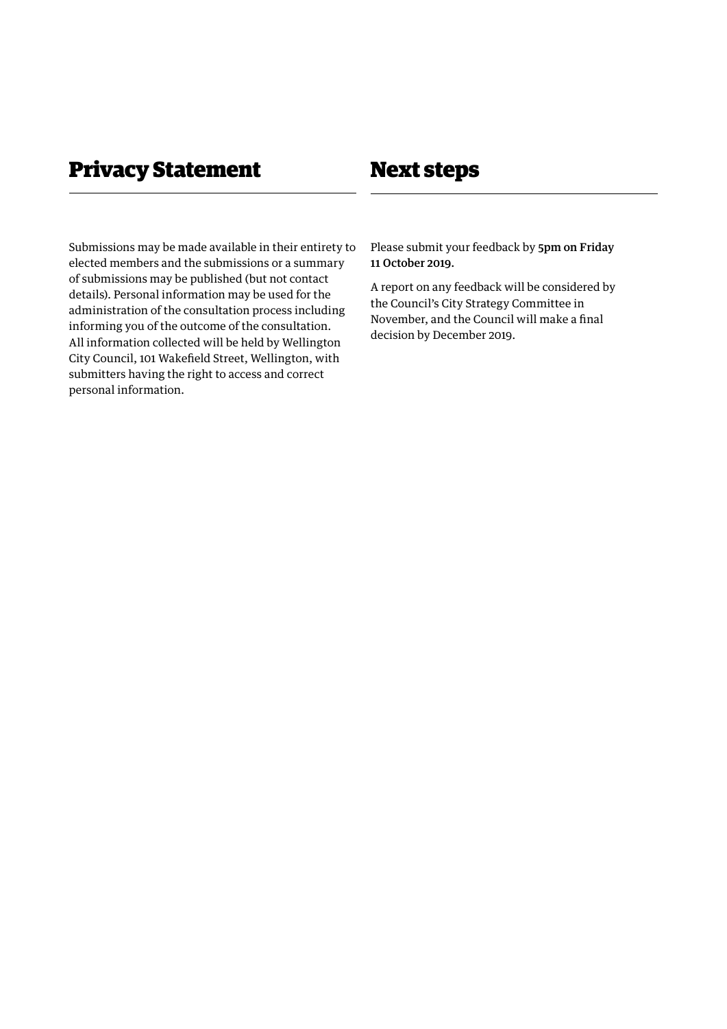## Privacy Statement

Submissions may be made available in their entirety to elected members and the submissions or a summary of submissions may be published (but not contact details). Personal information may be used for the administration of the consultation process including informing you of the outcome of the consultation. All information collected will be held by Wellington City Council, 101 Wakefield Street, Wellington, with submitters having the right to access and correct personal information.

## Next steps

Please submit your feedback by **5pm on Friday 11 October 2019.**

A report on any feedback will be considered by the Council's City Strategy Committee in November, and the Council will make a final decision by December 2019.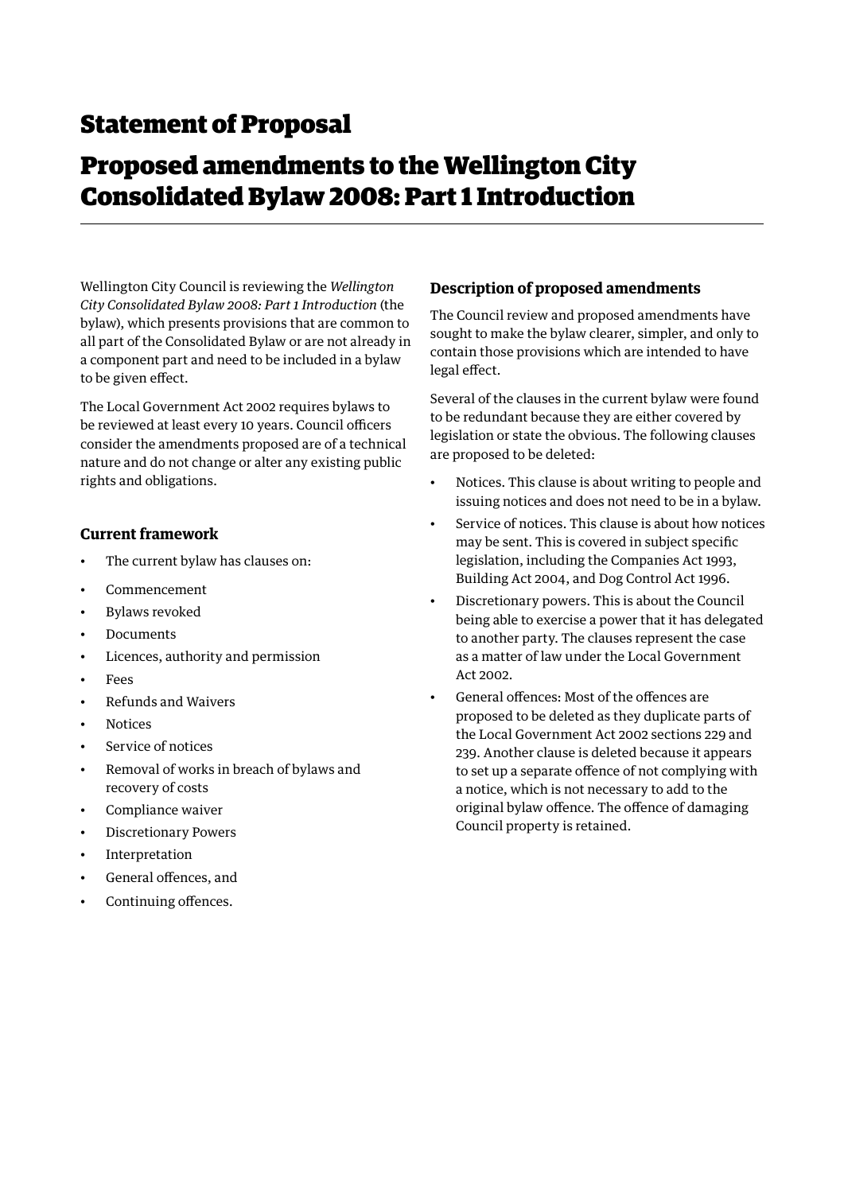# Statement of Proposal

# Proposed amendments to the Wellington City Consolidated Bylaw 2008: Part 1 Introduction

Wellington City Council is reviewing the *Wellington City Consolidated Bylaw 2008: Part 1 Introduction* (the bylaw), which presents provisions that are common to all part of the Consolidated Bylaw or are not already in a component part and need to be included in a bylaw to be given effect.

The Local Government Act 2002 requires bylaws to be reviewed at least every 10 years. Council officers consider the amendments proposed are of a technical nature and do not change or alter any existing public rights and obligations.

### Current framework

- The current bylaw has clauses on:
- Commencement
- Bylaws revoked
- Documents
- Licences, authority and permission
- Fees
- Refunds and Waivers
- Notices
- Service of notices
- Removal of works in breach of bylaws and recovery of costs
- Compliance waiver
- Discretionary Powers
- Interpretation
- General offences, and
- Continuing offences.

### Description of proposed amendments

The Council review and proposed amendments have sought to make the bylaw clearer, simpler, and only to contain those provisions which are intended to have legal effect.

Several of the clauses in the current bylaw were found to be redundant because they are either covered by legislation or state the obvious. The following clauses are proposed to be deleted:

- Notices. This clause is about writing to people and issuing notices and does not need to be in a bylaw.
- Service of notices. This clause is about how notices may be sent. This is covered in subject specific legislation, including the Companies Act 1993, Building Act 2004, and Dog Control Act 1996.
- Discretionary powers. This is about the Council being able to exercise a power that it has delegated to another party. The clauses represent the case as a matter of law under the Local Government Act 2002.
- General offences: Most of the offences are proposed to be deleted as they duplicate parts of the Local Government Act 2002 sections 229 and 239. Another clause is deleted because it appears to set up a separate offence of not complying with a notice, which is not necessary to add to the original bylaw offence. The offence of damaging Council property is retained.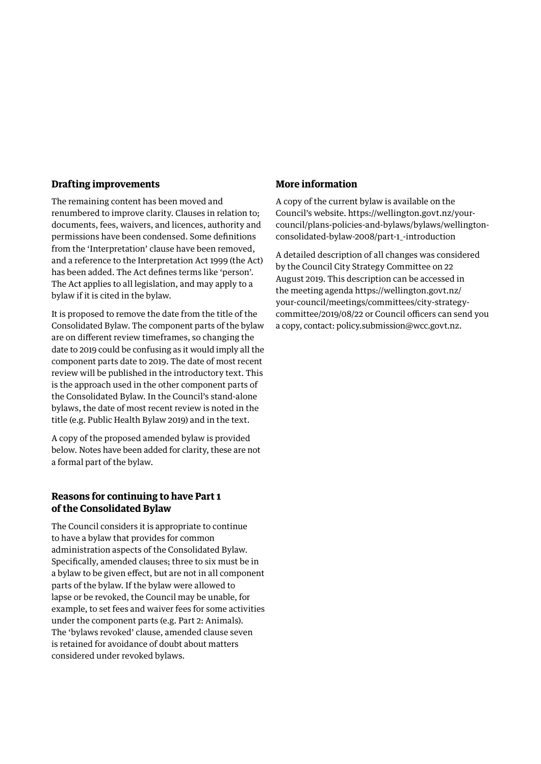## Drafting improvements

The remaining content has been moved and renumbered to improve clarity. Clauses in relation to; documents, fees, waivers, and licences, authority and permissions have been condensed. Some definitions from the 'Interpretation' clause have been removed, and a reference to the Interpretation Act 1999 (the Act) has been added. The Act defines terms like 'person'. The Act applies to all legislation, and may apply to a bylaw if it is cited in the bylaw.

It is proposed to remove the date from the title of the Consolidated Bylaw. The component parts of the bylaw are on different review timeframes, so changing the date to 2019 could be confusing as it would imply all the component parts date to 2019. The date of most recent review will be published in the introductory text. This is the approach used in the other component parts of the Consolidated Bylaw. In the Council's stand-alone bylaws, the date of most recent review is noted in the title (e.g. Public Health Bylaw 2019) and in the text.

A copy of the proposed amended bylaw is provided below. Notes have been added for clarity, these are not a formal part of the bylaw.

## Reasons for continuing to have Part 1 of the Consolidated Bylaw

The Council considers it is appropriate to continue to have a bylaw that provides for common administration aspects of the Consolidated Bylaw. Specifically, amended clauses; three to six must be in a bylaw to be given effect, but are not in all component parts of the bylaw. If the bylaw were allowed to lapse or be revoked, the Council may be unable, for example, to set fees and waiver fees for some activities under the component parts (e.g. Part 2: Animals). The 'bylaws revoked' clause, amended clause seven is retained for avoidance of doubt about matters considered under revoked bylaws.

## More information

A copy of the current bylaw is available on the Council's website. https://wellington.govt.nz/your-council/plans-policies-and-bylaws/bylaws/wellington-consolidated-bylaw-2008/part-1_-introduction

A detailed description of all changes was considered by the Council City Strategy Committee on 22 August 2019. This description can be accessed in the meeting agenda https://wellington.govt.nz/your-council/meetings/committees/city-strategy-committee/2019/08/22 or Council officers can send you a copy, contact: policy.submission@wcc.govt.nz.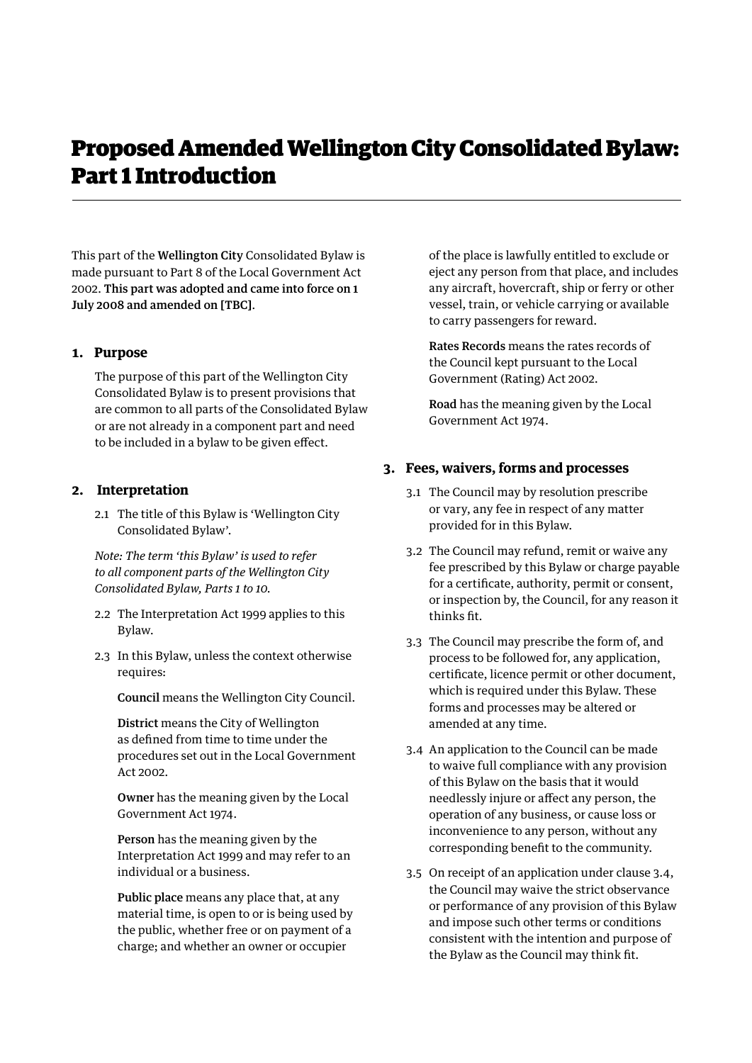# Proposed Amended Wellington City Consolidated Bylaw: Part 1 Introduction

This part of the **Wellington City** Consolidated Bylaw is made pursuant to Part 8 of the Local Government Act 2002. **This part was adopted and came into force on 1 July 2008 and amended on [TBC]**.

## 1. Purpose

The purpose of this part of the Wellington City Consolidated Bylaw is to present provisions that are common to all parts of the Consolidated Bylaw or are not already in a component part and need to be included in a bylaw to be given effect.

## 2. Interpretation

2.1 The title of this Bylaw is 'Wellington City Consolidated Bylaw'.

*Note: The term 'this Bylaw' is used to refer to all component parts of the Wellington City Consolidated Bylaw, Parts 1 to 10.*

2.2 The Interpretation Act 1999 applies to this Bylaw.

2.3 In this Bylaw, unless the context otherwise requires:

**Council** means the Wellington City Council.

**District** means the City of Wellington as defined from time to time under the procedures set out in the Local Government Act 2002.

**Owner** has the meaning given by the Local Government Act 1974.

**Person** has the meaning given by the Interpretation Act 1999 and may refer to an individual or a business.

**Public place** means any place that, at any material time, is open to or is being used by the public, whether free or on payment of a charge; and whether an owner or occupier of the place is lawfully entitled to exclude or eject any person from that place, and includes any aircraft, hovercraft, ship or ferry or other vessel, train, or vehicle carrying or available to carry passengers for reward.

**Rates Records** means the rates records of the Council kept pursuant to the Local Government (Rating) Act 2002.

**Road** has the meaning given by the Local Government Act 1974.

## 3. Fees, waivers, forms and processes

3.1 The Council may by resolution prescribe or vary, any fee in respect of any matter provided for in this Bylaw.

3.2 The Council may refund, remit or waive any fee prescribed by this Bylaw or charge payable for a certificate, authority, permit or consent, or inspection by, the Council, for any reason it thinks fit.

3.3 The Council may prescribe the form of, and process to be followed for, any application, certificate, licence permit or other document, which is required under this Bylaw. These forms and processes may be altered or amended at any time.

3.4 An application to the Council can be made to waive full compliance with any provision of this Bylaw on the basis that it would needlessly injure or affect any person, the operation of any business, or cause loss or inconvenience to any person, without any corresponding benefit to the community.

3.5 On receipt of an application under clause 3.4, the Council may waive the strict observance or performance of any provision of this Bylaw and impose such other terms or conditions consistent with the intention and purpose of the Bylaw as the Council may think fit.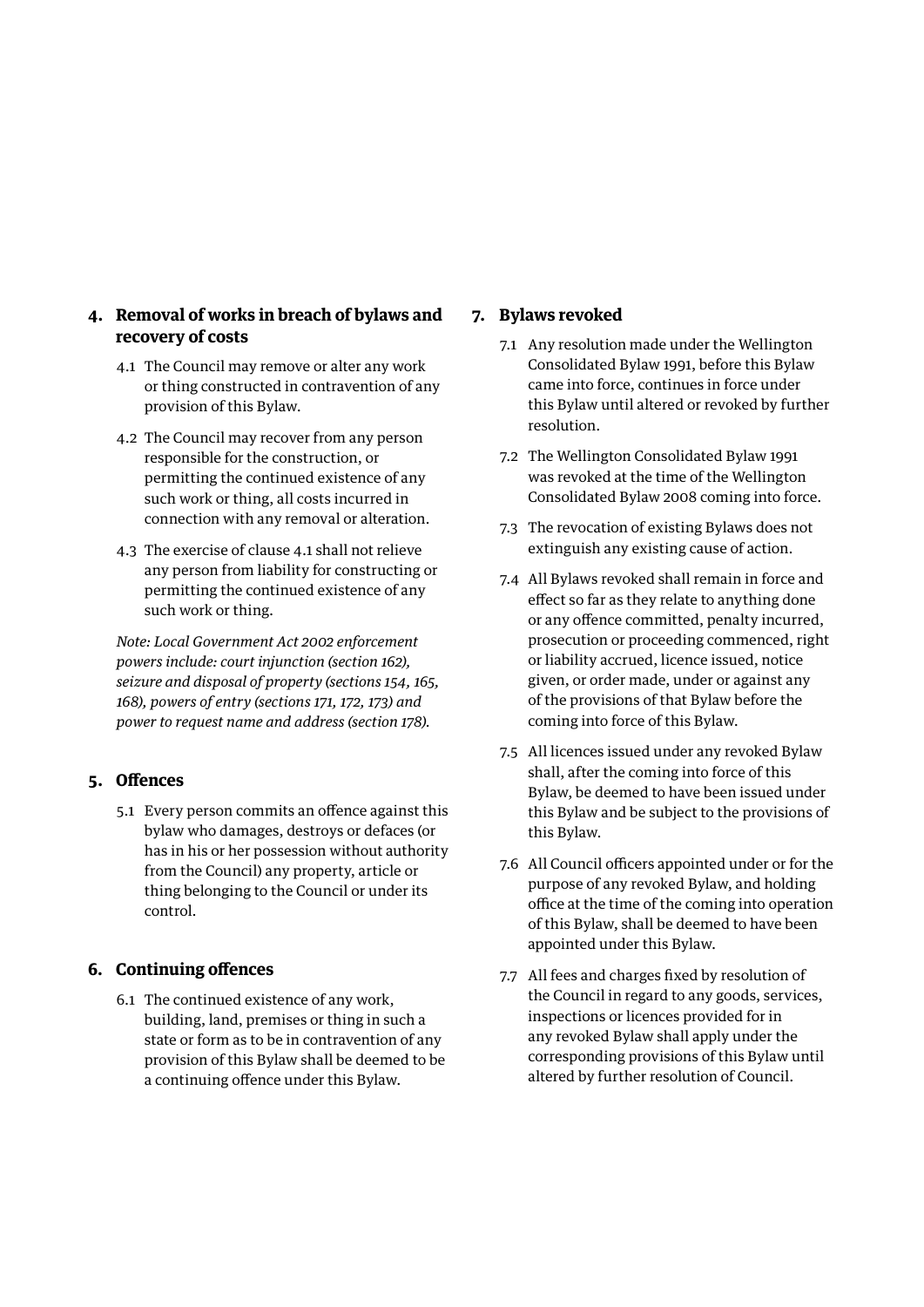## 4. Removal of works in breach of bylaws and recovery of costs

4.1 The Council may remove or alter any work or thing constructed in contravention of any provision of this Bylaw.

4.2 The Council may recover from any person responsible for the construction, or permitting the continued existence of any such work or thing, all costs incurred in connection with any removal or alteration.

4.3 The exercise of clause 4.1 shall not relieve any person from liability for constructing or permitting the continued existence of any such work or thing.

*Note: Local Government Act 2002 enforcement powers include: court injunction (section 162), seizure and disposal of property (sections 154, 165, 168), powers of entry (sections 171, 172, 173) and power to request name and address (section 178).*

## 5. Offences

5.1 Every person commits an offence against this bylaw who damages, destroys or defaces (or has in his or her possession without authority from the Council) any property, article or thing belonging to the Council or under its control.

## 6. Continuing offences

6.1 The continued existence of any work, building, land, premises or thing in such a state or form as to be in contravention of any provision of this Bylaw shall be deemed to be a continuing offence under this Bylaw.

## 7. Bylaws revoked

7.1 Any resolution made under the Wellington Consolidated Bylaw 1991, before this Bylaw came into force, continues in force under this Bylaw until altered or revoked by further resolution.

7.2 The Wellington Consolidated Bylaw 1991 was revoked at the time of the Wellington Consolidated Bylaw 2008 coming into force.

7.3 The revocation of existing Bylaws does not extinguish any existing cause of action.

7.4 All Bylaws revoked shall remain in force and effect so far as they relate to anything done or any offence committed, penalty incurred, prosecution or proceeding commenced, right or liability accrued, licence issued, notice given, or order made, under or against any of the provisions of that Bylaw before the coming into force of this Bylaw.

7.5 All licences issued under any revoked Bylaw shall, after the coming into force of this Bylaw, be deemed to have been issued under this Bylaw and be subject to the provisions of this Bylaw.

7.6 All Council officers appointed under or for the purpose of any revoked Bylaw, and holding office at the time of the coming into operation of this Bylaw, shall be deemed to have been appointed under this Bylaw.

7.7 All fees and charges fixed by resolution of the Council in regard to any goods, services, inspections or licences provided for in any revoked Bylaw shall apply under the corresponding provisions of this Bylaw until altered by further resolution of Council.